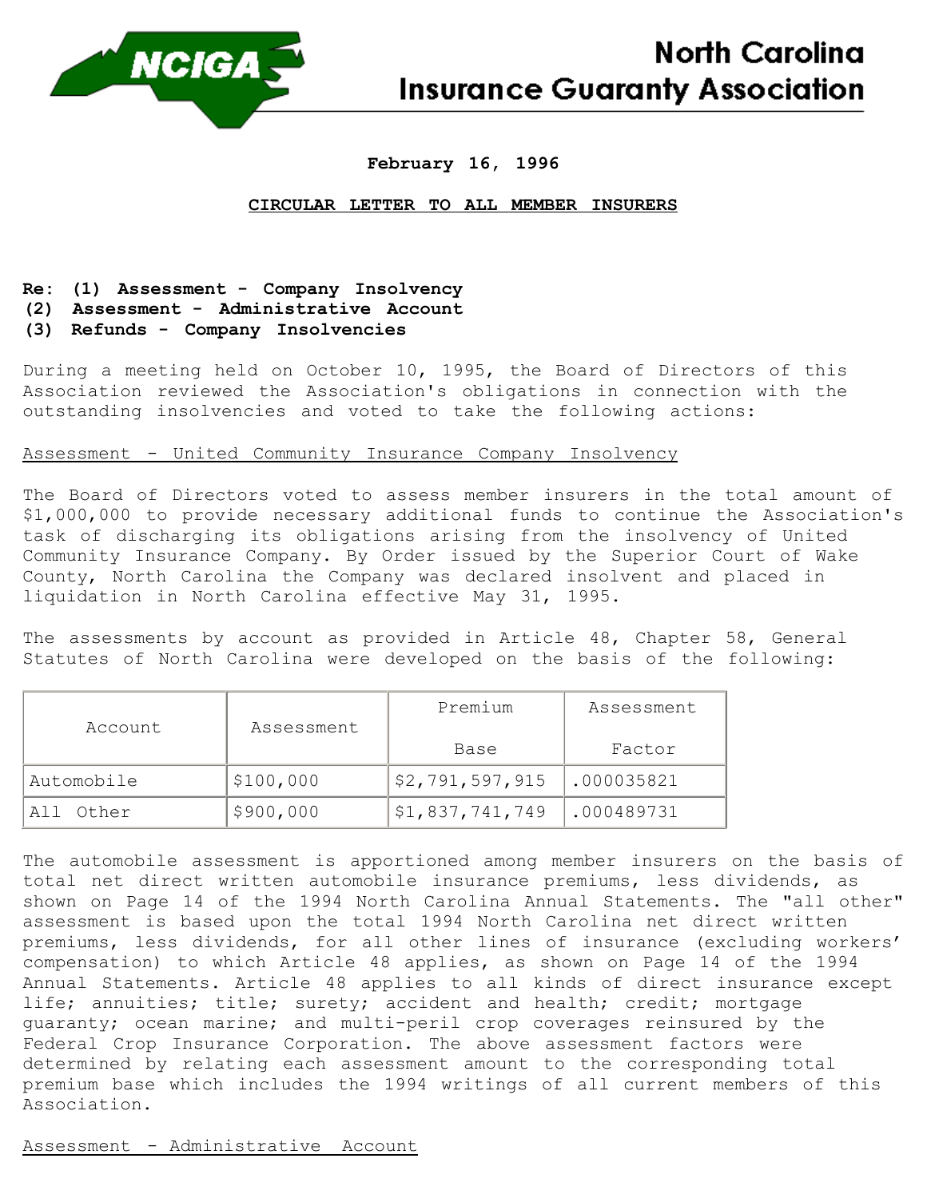# North Carolina Insurance Guaranty Association

**February 16, 1996**

**CIRCULAR LETTER TO ALL MEMBER INSURERS**

**Re: (1) Assessment - Company Insolvency**
**(2) Assessment - Administrative Account**
**(3) Refunds - Company Insolvencies**

During a meeting held on October 10, 1995, the Board of Directors of this Association reviewed the Association's obligations in connection with the outstanding insolvencies and voted to take the following actions:

## Assessment - United Community Insurance Company Insolvency

The Board of Directors voted to assess member insurers in the total amount of $1,000,000 to provide necessary additional funds to continue the Association's task of discharging its obligations arising from the insolvency of United Community Insurance Company. By Order issued by the Superior Court of Wake County, North Carolina the Company was declared insolvent and placed in liquidation in North Carolina effective May 31, 1995.

The assessments by account as provided in Article 48, Chapter 58, General Statutes of North Carolina were developed on the basis of the following:

| Account | Assessment | Premium Base | Assessment Factor |
|---|---|---|---|
| Automobile | $100,000 | $2,791,597,915 | .000035821 |
| All Other | $900,000 | $1,837,741,749 | .000489731 |

The automobile assessment is apportioned among member insurers on the basis of total net direct written automobile insurance premiums, less dividends, as shown on Page 14 of the 1994 North Carolina Annual Statements. The "all other" assessment is based upon the total 1994 North Carolina net direct written premiums, less dividends, for all other lines of insurance (excluding workers' compensation) to which Article 48 applies, as shown on Page 14 of the 1994 Annual Statements. Article 48 applies to all kinds of direct insurance except life; annuities; title; surety; accident and health; credit; mortgage guaranty; ocean marine; and multi-peril crop coverages reinsured by the Federal Crop Insurance Corporation. The above assessment factors were determined by relating each assessment amount to the corresponding total premium base which includes the 1994 writings of all current members of this Association.

## Assessment - Administrative Account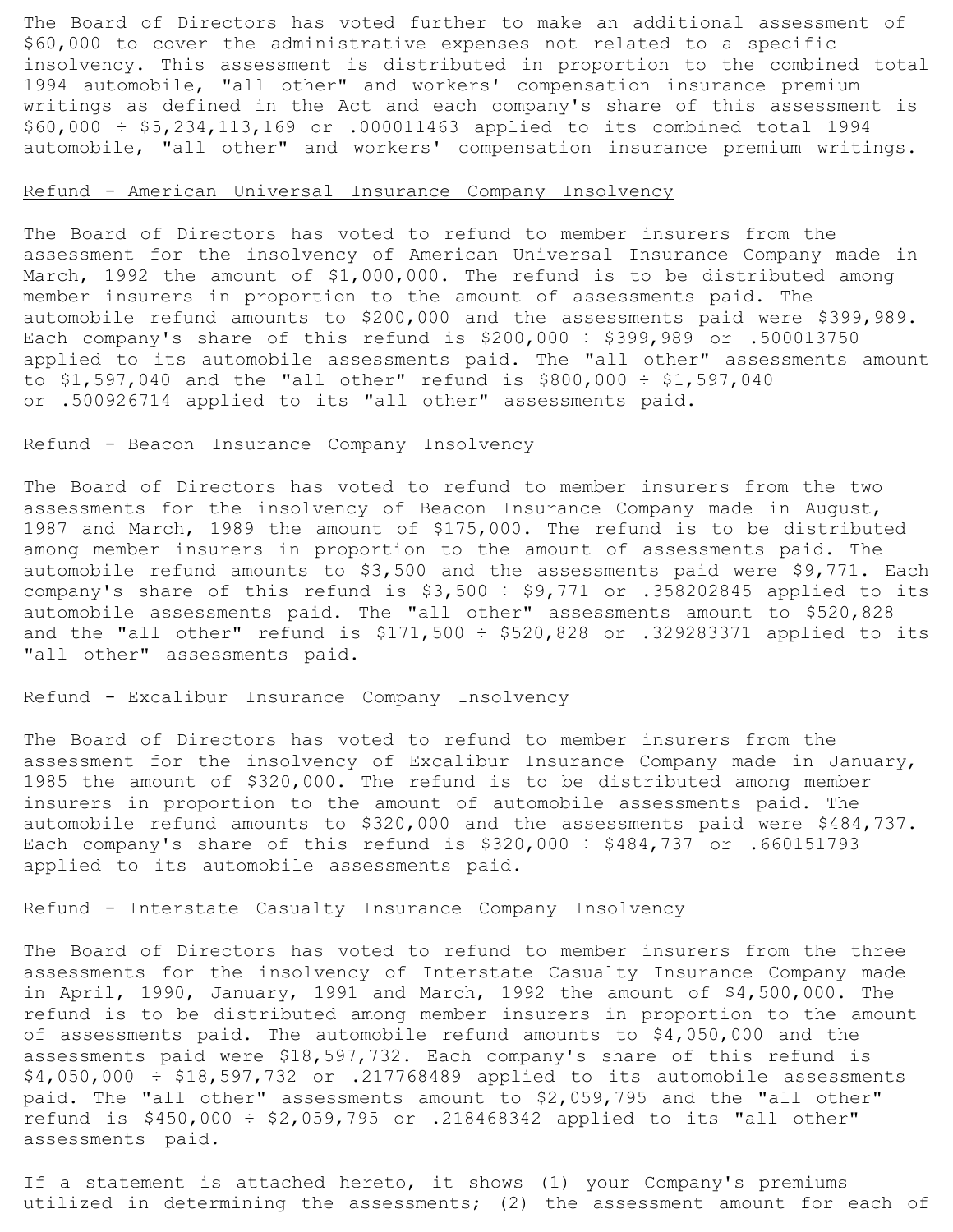The Board of Directors has voted further to make an additional assessment of $60,000 to cover the administrative expenses not related to a specific insolvency. This assessment is distributed in proportion to the combined total 1994 automobile, "all other" and workers' compensation insurance premium writings as defined in the Act and each company's share of this assessment is $60,000 ÷ $5,234,113,169 or .000011463 applied to its combined total 1994 automobile, "all other" and workers' compensation insurance premium writings.

<u>Refund - American Universal Insurance Company Insolvency</u>

The Board of Directors has voted to refund to member insurers from the assessment for the insolvency of American Universal Insurance Company made in March, 1992 the amount of $1,000,000. The refund is to be distributed among member insurers in proportion to the amount of assessments paid. The automobile refund amounts to $200,000 and the assessments paid were $399,989. Each company's share of this refund is $200,000 ÷ $399,989 or .500013750 applied to its automobile assessments paid. The "all other" assessments amount to $1,597,040 and the "all other" refund is $800,000 ÷ $1,597,040 or .500926714 applied to its "all other" assessments paid.

<u>Refund - Beacon Insurance Company Insolvency</u>

The Board of Directors has voted to refund to member insurers from the two assessments for the insolvency of Beacon Insurance Company made in August, 1987 and March, 1989 the amount of $175,000. The refund is to be distributed among member insurers in proportion to the amount of assessments paid. The automobile refund amounts to $3,500 and the assessments paid were $9,771. Each company's share of this refund is $3,500 ÷ $9,771 or .358202845 applied to its automobile assessments paid. The "all other" assessments amount to $520,828 and the "all other" refund is $171,500 ÷ $520,828 or .329283371 applied to its "all other" assessments paid.

<u>Refund - Excalibur Insurance Company Insolvency</u>

The Board of Directors has voted to refund to member insurers from the assessment for the insolvency of Excalibur Insurance Company made in January, 1985 the amount of $320,000. The refund is to be distributed among member insurers in proportion to the amount of automobile assessments paid. The automobile refund amounts to $320,000 and the assessments paid were $484,737. Each company's share of this refund is $320,000 ÷ $484,737 or .660151793 applied to its automobile assessments paid.

<u>Refund - Interstate Casualty Insurance Company Insolvency</u>

The Board of Directors has voted to refund to member insurers from the three assessments for the insolvency of Interstate Casualty Insurance Company made in April, 1990, January, 1991 and March, 1992 the amount of $4,500,000. The refund is to be distributed among member insurers in proportion to the amount of assessments paid. The automobile refund amounts to $4,050,000 and the assessments paid were $18,597,732. Each company's share of this refund is $4,050,000 ÷ $18,597,732 or .217768489 applied to its automobile assessments paid. The "all other" assessments amount to $2,059,795 and the "all other" refund is $450,000 ÷ $2,059,795 or .218468342 applied to its "all other" assessments paid.

If a statement is attached hereto, it shows (1) your Company's premiums utilized in determining the assessments; (2) the assessment amount for each of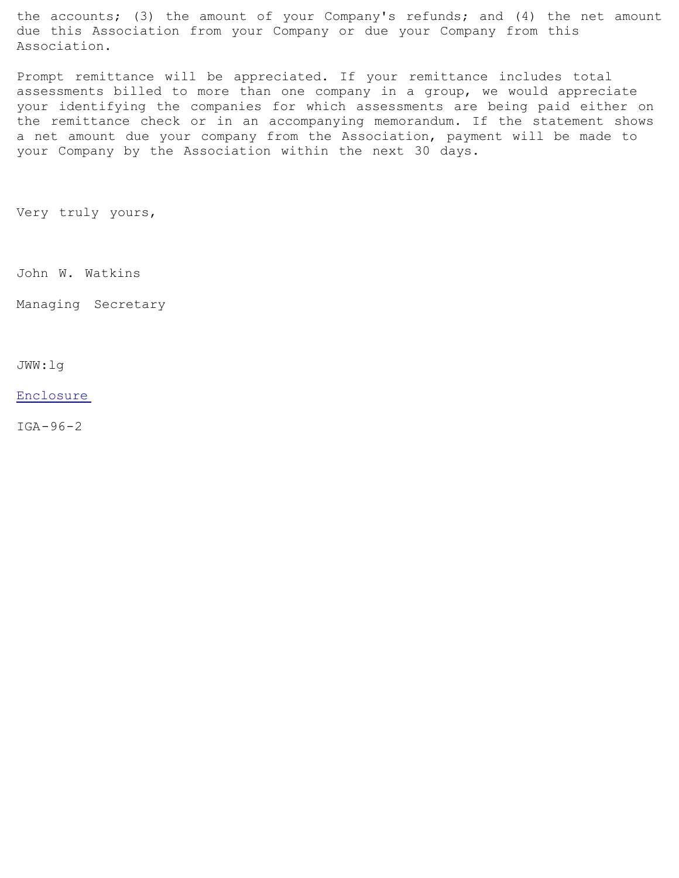the accounts; (3) the amount of your Company's refunds; and (4) the net amount due this Association from your Company or due your Company from this Association.

Prompt remittance will be appreciated. If your remittance includes total assessments billed to more than one company in a group, we would appreciate your identifying the companies for which assessments are being paid either on the remittance check or in an accompanying memorandum. If the statement shows a net amount due your company from the Association, payment will be made to your Company by the Association within the next 30 days.

Very truly yours,

John W. Watkins

Managing Secretary

JWW:lg

Enclosure

IGA-96-2